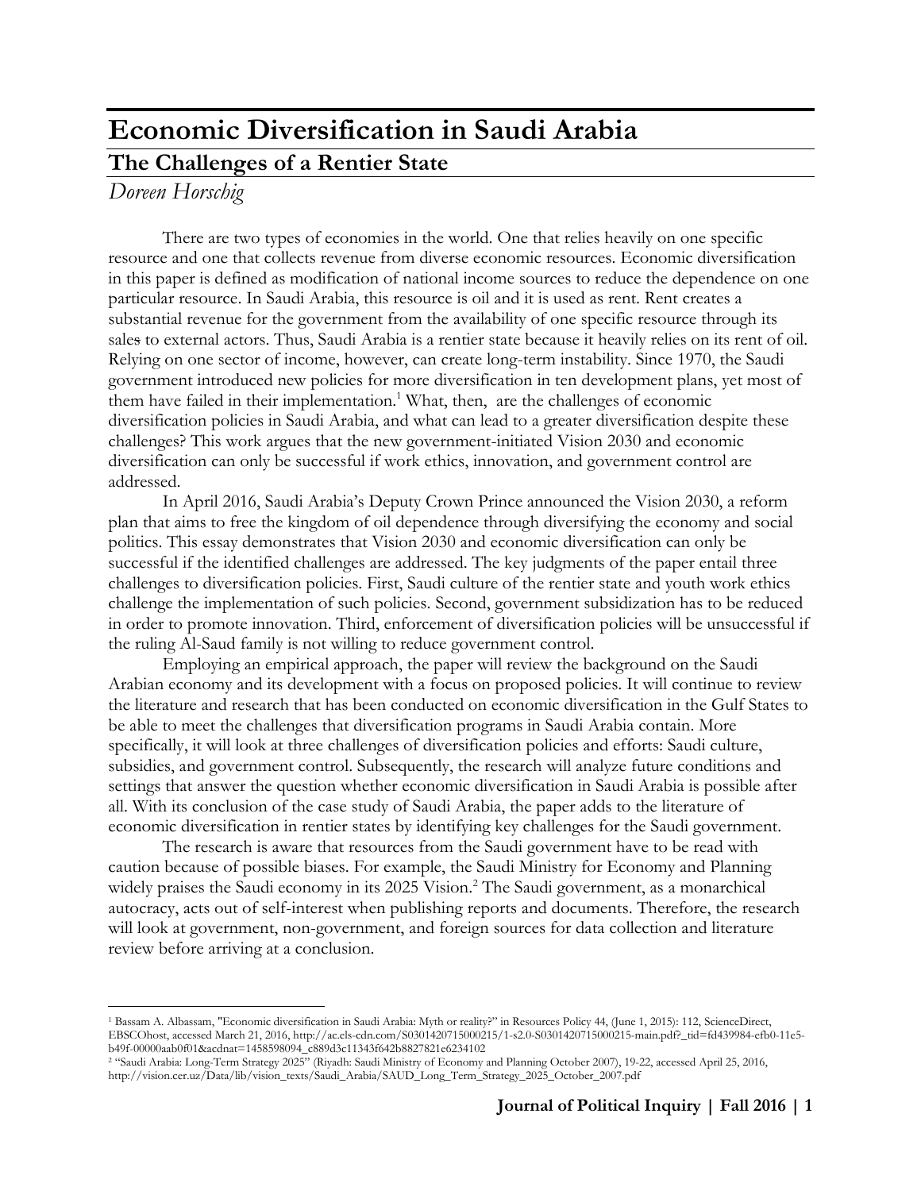# Economic Diversification in Saudi Arabia

## The Challenges of a Rentier State

*Doreen Horschig*

There are two types of economies in the world. One that relies heavily on one specific resource and one that collects revenue from diverse economic resources. Economic diversification in this paper is defined as modification of national income sources to reduce the dependence on one particular resource. In Saudi Arabia, this resource is oil and it is used as rent. Rent creates a substantial revenue for the government from the availability of one specific resource through its sales to external actors. Thus, Saudi Arabia is a rentier state because it heavily relies on its rent of oil. Relying on one sector of income, however, can create long-term instability. Since 1970, the Saudi government introduced new policies for more diversification in ten development plans, yet most of them have failed in their implementation.[1] What, then, are the challenges of economic diversification policies in Saudi Arabia, and what can lead to a greater diversification despite these challenges? This work argues that the new government-initiated Vision 2030 and economic diversification can only be successful if work ethics, innovation, and government control are addressed.

In April 2016, Saudi Arabia's Deputy Crown Prince announced the Vision 2030, a reform plan that aims to free the kingdom of oil dependence through diversifying the economy and social politics. This essay demonstrates that Vision 2030 and economic diversification can only be successful if the identified challenges are addressed. The key judgments of the paper entail three challenges to diversification policies. First, Saudi culture of the rentier state and youth work ethics challenge the implementation of such policies. Second, government subsidization has to be reduced in order to promote innovation. Third, enforcement of diversification policies will be unsuccessful if the ruling Al-Saud family is not willing to reduce government control.

Employing an empirical approach, the paper will review the background on the Saudi Arabian economy and its development with a focus on proposed policies. It will continue to review the literature and research that has been conducted on economic diversification in the Gulf States to be able to meet the challenges that diversification programs in Saudi Arabia contain. More specifically, it will look at three challenges of diversification policies and efforts: Saudi culture, subsidies, and government control. Subsequently, the research will analyze future conditions and settings that answer the question whether economic diversification in Saudi Arabia is possible after all. With its conclusion of the case study of Saudi Arabia, the paper adds to the literature of economic diversification in rentier states by identifying key challenges for the Saudi government.

The research is aware that resources from the Saudi government have to be read with caution because of possible biases. For example, the Saudi Ministry for Economy and Planning widely praises the Saudi economy in its 2025 Vision.[2] The Saudi government, as a monarchical autocracy, acts out of self-interest when publishing reports and documents. Therefore, the research will look at government, non-government, and foreign sources for data collection and literature review before arriving at a conclusion.

---

[1] Bassam A. Albassam, "Economic diversification in Saudi Arabia: Myth or reality?" in Resources Policy 44, (June 1, 2015): 112, ScienceDirect, EBSCOhost, accessed March 21, 2016, http://ac.els-cdn.com/S0301420715000215/1-s2.0-S0301420715000215-main.pdf?_tid=fd439984-efb0-11e5-b49f-00000aab0f01&acdnat=1458598094_c889d3c11343f642b8827821e6234102

[2] "Saudi Arabia: Long-Term Strategy 2025" (Riyadh: Saudi Ministry of Economy and Planning October 2007), 19-22, accessed April 25, 2016, http://vision.cer.uz/Data/lib/vision_texts/Saudi_Arabia/SAUD_Long_Term_Strategy_2025_October_2007.pdf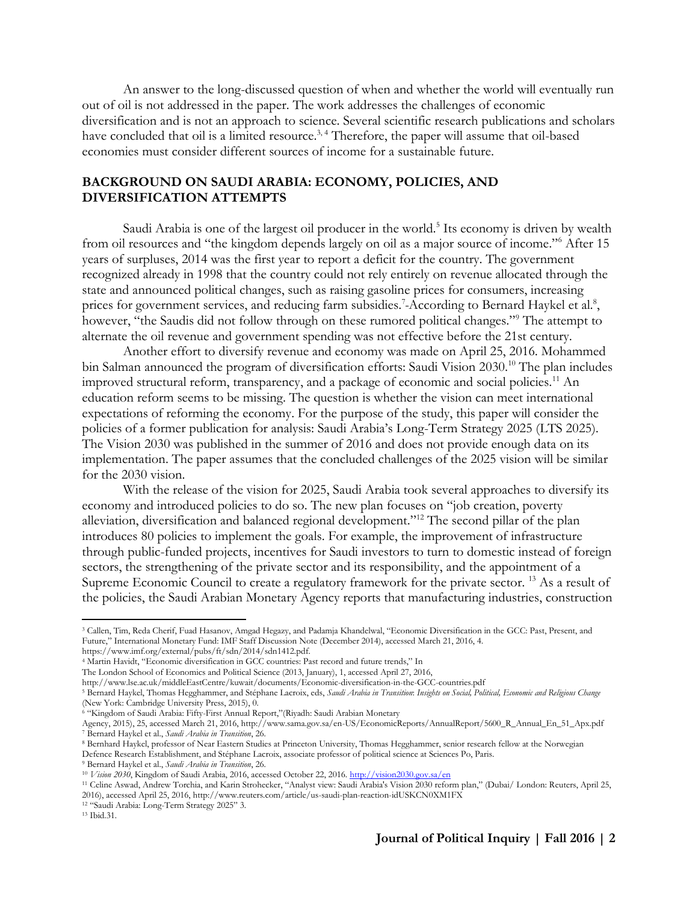An answer to the long-discussed question of when and whether the world will eventually run out of oil is not addressed in the paper. The work addresses the challenges of economic diversification and is not an approach to science. Several scientific research publications and scholars have concluded that oil is a limited resource.[3, 4] Therefore, the paper will assume that oil-based economies must consider different sources of income for a sustainable future.

## BACKGROUND ON SAUDI ARABIA: ECONOMY, POLICIES, AND DIVERSIFICATION ATTEMPTS

Saudi Arabia is one of the largest oil producer in the world.[5] Its economy is driven by wealth from oil resources and "the kingdom depends largely on oil as a major source of income."[6] After 15 years of surpluses, 2014 was the first year to report a deficit for the country. The government recognized already in 1998 that the country could not rely entirely on revenue allocated through the state and announced political changes, such as raising gasoline prices for consumers, increasing prices for government services, and reducing farm subsidies.[7]-According to Bernard Haykel et al.[8], however, "the Saudis did not follow through on these rumored political changes."[9] The attempt to alternate the oil revenue and government spending was not effective before the 21st century.

Another effort to diversify revenue and economy was made on April 25, 2016. Mohammed bin Salman announced the program of diversification efforts: Saudi Vision 2030.[10] The plan includes improved structural reform, transparency, and a package of economic and social policies.[11] An education reform seems to be missing. The question is whether the vision can meet international expectations of reforming the economy. For the purpose of the study, this paper will consider the policies of a former publication for analysis: Saudi Arabia's Long-Term Strategy 2025 (LTS 2025). The Vision 2030 was published in the summer of 2016 and does not provide enough data on its implementation. The paper assumes that the concluded challenges of the 2025 vision will be similar for the 2030 vision.

With the release of the vision for 2025, Saudi Arabia took several approaches to diversify its economy and introduced policies to do so. The new plan focuses on "job creation, poverty alleviation, diversification and balanced regional development."[12] The second pillar of the plan introduces 80 policies to implement the goals. For example, the improvement of infrastructure through public-funded projects, incentives for Saudi investors to turn to domestic instead of foreign sectors, the strengthening of the private sector and its responsibility, and the appointment of a Supreme Economic Council to create a regulatory framework for the private sector. [13] As a result of the policies, the Saudi Arabian Monetary Agency reports that manufacturing industries, construction

---

[3] Callen, Tim, Reda Cherif, Fuad Hasanov, Amgad Hegazy, and Padamja Khandelwal, "Economic Diversification in the GCC: Past, Present, and Future," International Monetary Fund: IMF Staff Discussion Note (December 2014), accessed March 21, 2016, 4. https://www.imf.org/external/pubs/ft/sdn/2014/sdn1412.pdf.

[4] Martin Havidt, "Economic diversification in GCC countries: Past record and future trends," In The London School of Economics and Political Science (2013, January), 1, accessed April 27, 2016, http://www.lse.ac.uk/middleEastCentre/kuwait/documents/Economic-diversification-in-the-GCC-countries.pdf

[5] Bernard Haykel, Thomas Hegghammer, and Stéphane Lacroix, eds, *Saudi Arabia in Transition*: *Insights on Social, Political, Economic and Religious Change* (New York: Cambridge University Press, 2015), 0.

[6] "Kingdom of Saudi Arabia: Fifty-First Annual Report,"(Riyadh: Saudi Arabian Monetary Agency, 2015), 25, accessed March 21, 2016, http://www.sama.gov.sa/en-US/EconomicReports/AnnualReport/5600_R_Annual_En_51_Apx.pdf

[7] Bernard Haykel et al., *Saudi Arabia in Transition*, 26.

[8] Bernhard Haykel, professor of Near Eastern Studies at Princeton University, Thomas Hegghammer, senior research fellow at the Norwegian Defence Research Establishment, and Stéphane Lacroix, associate professor of political science at Sciences Po, Paris.

[9] Bernard Haykel et al., *Saudi Arabia in Transition*, 26.

[10] *Vision 2030*, Kingdom of Saudi Arabia, 2016, accessed October 22, 2016. http://vision2030.gov.sa/en

[11] Celine Aswad, Andrew Torchia, and Karin Strohecker, "Analyst view: Saudi Arabia's Vision 2030 reform plan," (Dubai/ London: Reuters, April 25, 2016), accessed April 25, 2016, http://www.reuters.com/article/us-saudi-plan-reaction-idUSKCN0XM1FX

[12] "Saudi Arabia: Long-Term Strategy 2025" 3.

[13] Ibid.31.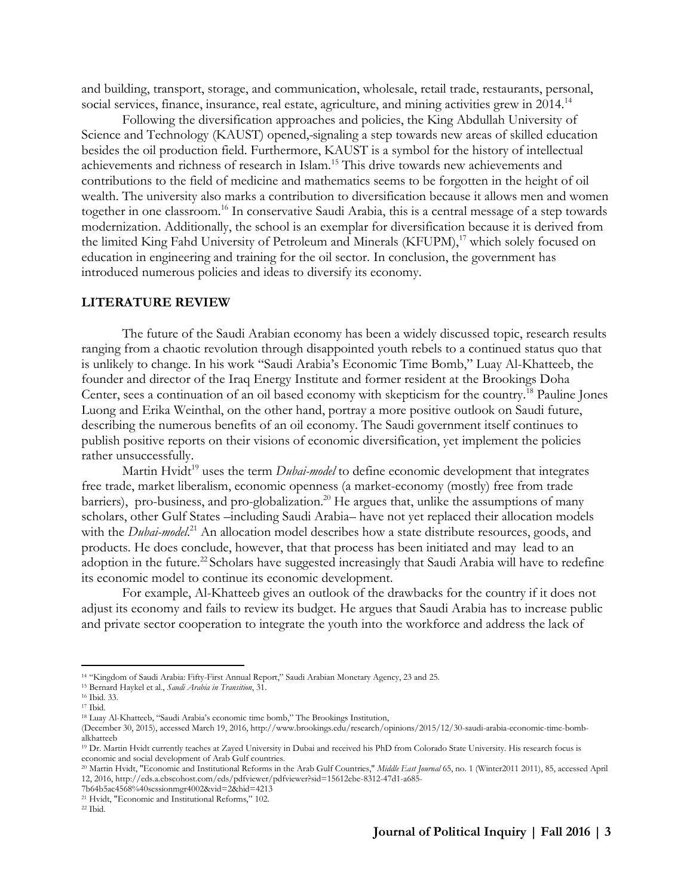and building, transport, storage, and communication, wholesale, retail trade, restaurants, personal, social services, finance, insurance, real estate, agriculture, and mining activities grew in 2014.[14]

Following the diversification approaches and policies, the King Abdullah University of Science and Technology (KAUST) opened,-signaling a step towards new areas of skilled education besides the oil production field. Furthermore, KAUST is a symbol for the history of intellectual achievements and richness of research in Islam.[15] This drive towards new achievements and contributions to the field of medicine and mathematics seems to be forgotten in the height of oil wealth. The university also marks a contribution to diversification because it allows men and women together in one classroom.[16] In conservative Saudi Arabia, this is a central message of a step towards modernization. Additionally, the school is an exemplar for diversification because it is derived from the limited King Fahd University of Petroleum and Minerals (KFUPM),[17] which solely focused on education in engineering and training for the oil sector. In conclusion, the government has introduced numerous policies and ideas to diversify its economy.

## LITERATURE REVIEW

The future of the Saudi Arabian economy has been a widely discussed topic, research results ranging from a chaotic revolution through disappointed youth rebels to a continued status quo that is unlikely to change. In his work "Saudi Arabia's Economic Time Bomb," Luay Al-Khatteeb, the founder and director of the Iraq Energy Institute and former resident at the Brookings Doha Center, sees a continuation of an oil based economy with skepticism for the country.[18] Pauline Jones Luong and Erika Weinthal, on the other hand, portray a more positive outlook on Saudi future, describing the numerous benefits of an oil economy. The Saudi government itself continues to publish positive reports on their visions of economic diversification, yet implement the policies rather unsuccessfully.

Martin Hvidt[19] uses the term *Dubai-model* to define economic development that integrates free trade, market liberalism, economic openness (a market-economy (mostly) free from trade barriers), pro-business, and pro-globalization.[20] He argues that, unlike the assumptions of many scholars, other Gulf States –including Saudi Arabia– have not yet replaced their allocation models with the *Dubai-model*.[21] An allocation model describes how a state distribute resources, goods, and products. He does conclude, however, that that process has been initiated and may lead to an adoption in the future.[22] Scholars have suggested increasingly that Saudi Arabia will have to redefine its economic model to continue its economic development.

For example, Al-Khatteeb gives an outlook of the drawbacks for the country if it does not adjust its economy and fails to review its budget. He argues that Saudi Arabia has to increase public and private sector cooperation to integrate the youth into the workforce and address the lack of

---

[14] "Kingdom of Saudi Arabia: Fifty-First Annual Report," Saudi Arabian Monetary Agency, 23 and 25.

[15] Bernard Haykel et al., *Saudi Arabia in Transition*, 31.

[16] Ibid. 33.

[17] Ibid.

[18] Luay Al-Khatteeb, "Saudi Arabia's economic time bomb," The Brookings Institution, (December 30, 2015), accessed March 19, 2016, http://www.brookings.edu/research/opinions/2015/12/30-saudi-arabia-economic-time-bomb-alkhatteeb

[19] Dr. Martin Hvidt currently teaches at Zayed University in Dubai and received his PhD from Colorado State University. His research focus is economic and social development of Arab Gulf countries.

[20] Martin Hvidt, "Economic and Institutional Reforms in the Arab Gulf Countries," *Middle East Journal* 65, no. 1 (Winter2011 2011), 85, accessed April 12, 2016, http://eds.a.ebscohost.com/eds/pdfviewer/pdfviewer?sid=15612ebe-8312-47d1-a685-7b64b5ac4568%40sessionmgr4002&vid=2&hid=4213

[21] Hvidt, "Economic and Institutional Reforms," 102.

[22] Ibid.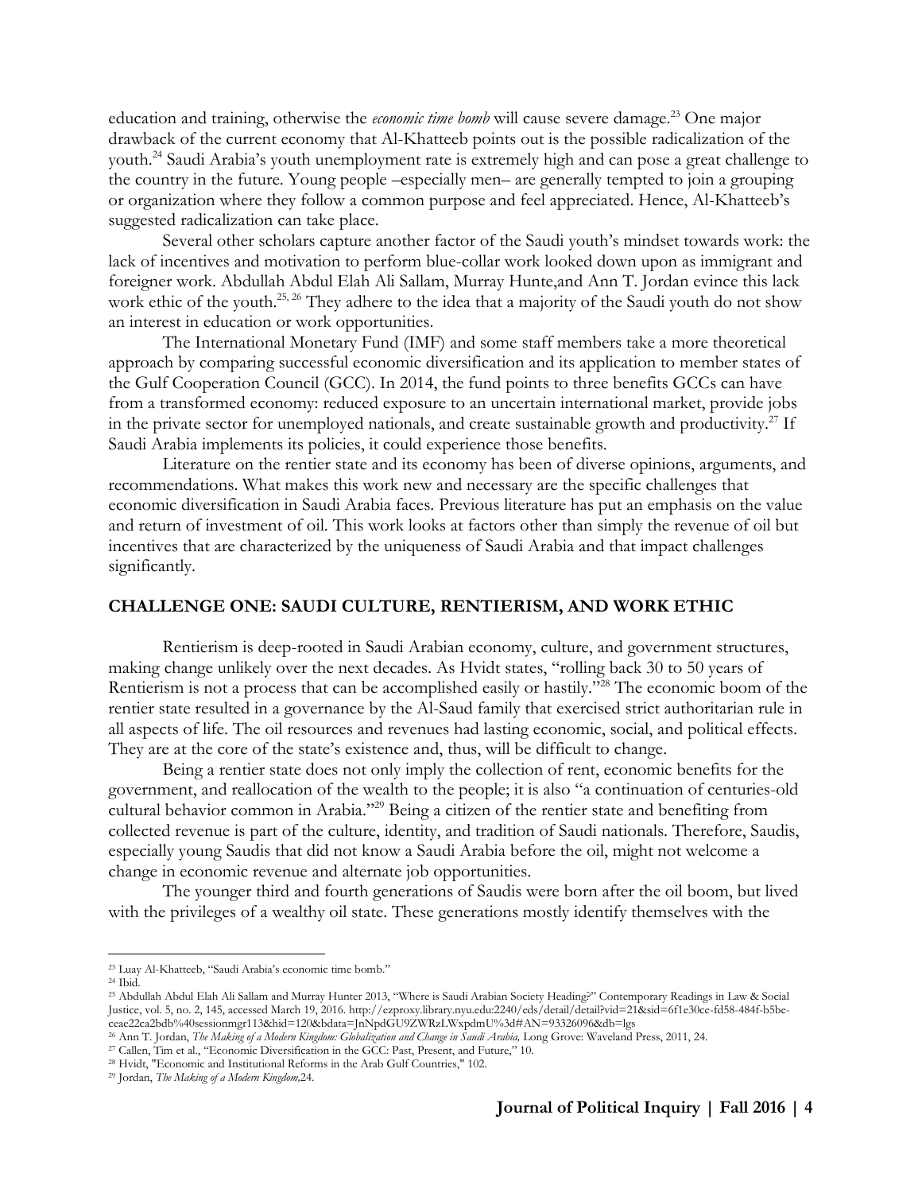education and training, otherwise the *economic time bomb* will cause severe damage.[23] One major drawback of the current economy that Al-Khatteeb points out is the possible radicalization of the youth.[24] Saudi Arabia's youth unemployment rate is extremely high and can pose a great challenge to the country in the future. Young people –especially men– are generally tempted to join a grouping or organization where they follow a common purpose and feel appreciated. Hence, Al-Khatteeb's suggested radicalization can take place.

Several other scholars capture another factor of the Saudi youth's mindset towards work: the lack of incentives and motivation to perform blue-collar work looked down upon as immigrant and foreigner work. Abdullah Abdul Elah Ali Sallam, Murray Hunte,and Ann T. Jordan evince this lack work ethic of the youth.[25, 26] They adhere to the idea that a majority of the Saudi youth do not show an interest in education or work opportunities.

The International Monetary Fund (IMF) and some staff members take a more theoretical approach by comparing successful economic diversification and its application to member states of the Gulf Cooperation Council (GCC). In 2014, the fund points to three benefits GCCs can have from a transformed economy: reduced exposure to an uncertain international market, provide jobs in the private sector for unemployed nationals, and create sustainable growth and productivity.[27] If Saudi Arabia implements its policies, it could experience those benefits.

Literature on the rentier state and its economy has been of diverse opinions, arguments, and recommendations. What makes this work new and necessary are the specific challenges that economic diversification in Saudi Arabia faces. Previous literature has put an emphasis on the value and return of investment of oil. This work looks at factors other than simply the revenue of oil but incentives that are characterized by the uniqueness of Saudi Arabia and that impact challenges significantly.

## CHALLENGE ONE: SAUDI CULTURE, RENTIERISM, AND WORK ETHIC

Rentierism is deep-rooted in Saudi Arabian economy, culture, and government structures, making change unlikely over the next decades. As Hvidt states, "rolling back 30 to 50 years of Rentierism is not a process that can be accomplished easily or hastily."[28] The economic boom of the rentier state resulted in a governance by the Al-Saud family that exercised strict authoritarian rule in all aspects of life. The oil resources and revenues had lasting economic, social, and political effects. They are at the core of the state's existence and, thus, will be difficult to change.

Being a rentier state does not only imply the collection of rent, economic benefits for the government, and reallocation of the wealth to the people; it is also "a continuation of centuries-old cultural behavior common in Arabia."[29] Being a citizen of the rentier state and benefiting from collected revenue is part of the culture, identity, and tradition of Saudi nationals. Therefore, Saudis, especially young Saudis that did not know a Saudi Arabia before the oil, might not welcome a change in economic revenue and alternate job opportunities.

The younger third and fourth generations of Saudis were born after the oil boom, but lived with the privileges of a wealthy oil state. These generations mostly identify themselves with the

---

[23] Luay Al-Khatteeb, "Saudi Arabia's economic time bomb."

[24] Ibid.

[25] Abdullah Abdul Elah Ali Sallam and Murray Hunter 2013, "Where is Saudi Arabian Society Heading?" Contemporary Readings in Law & Social Justice, vol. 5, no. 2, 145, accessed March 19, 2016. http://ezproxy.library.nyu.edu:2240/eds/detail/detail?vid=21&sid=6f1e30ce-fd58-484f-b5be-ceae22ca2bdb%40sessionmgr113&hid=120&bdata=JnNpdGU9ZWRzLWxpdmU%3d#AN=93326096&db=lgs

[26] Ann T. Jordan, *The Making of a Modern Kingdom: Globalization and Change in Saudi Arabia,* Long Grove: Waveland Press, 2011, 24.

[27] Callen, Tim et al., "Economic Diversification in the GCC: Past, Present, and Future," 10.

[28] Hvidt, "Economic and Institutional Reforms in the Arab Gulf Countries," 102.

[29] Jordan, *The Making of a Modern Kingdom,*24.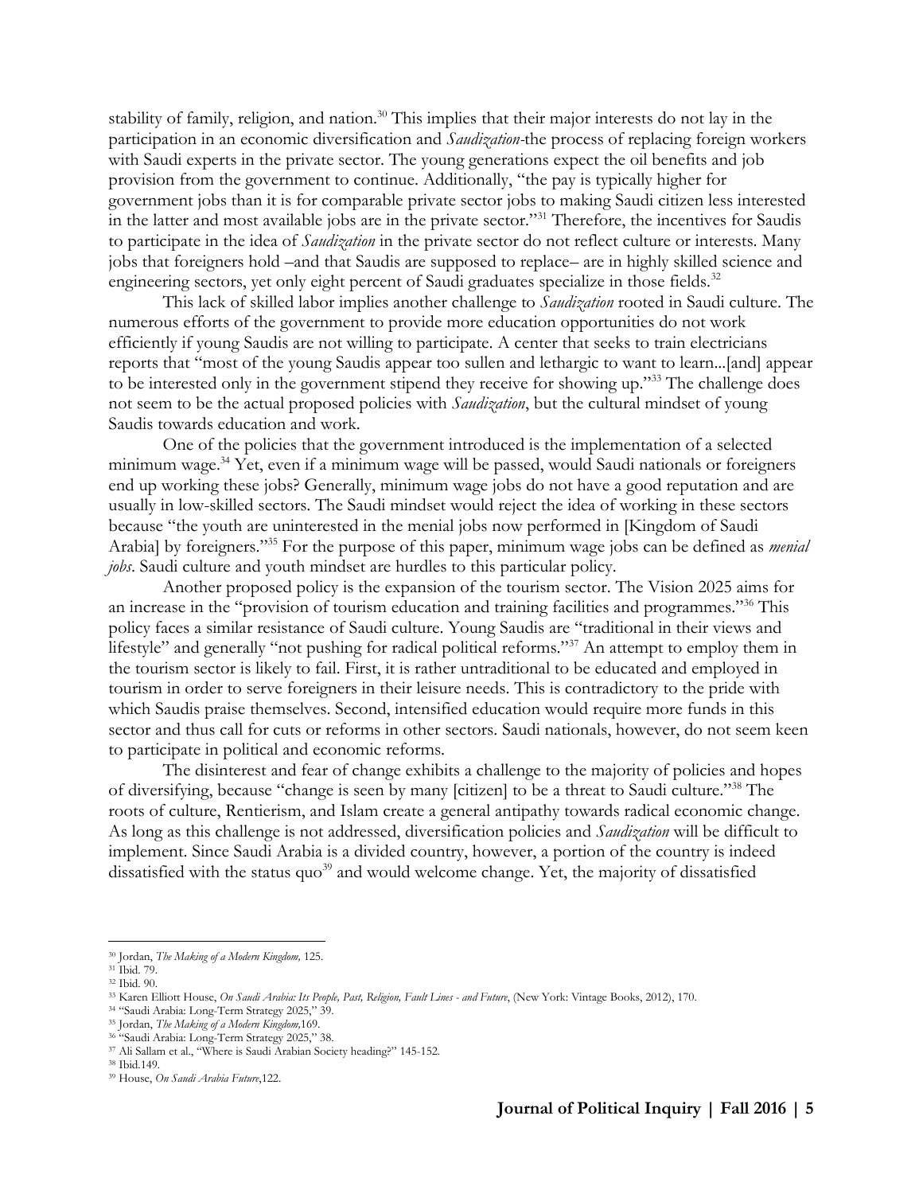stability of family, religion, and nation.[30] This implies that their major interests do not lay in the participation in an economic diversification and *Saudization*-the process of replacing foreign workers with Saudi experts in the private sector. The young generations expect the oil benefits and job provision from the government to continue. Additionally, "the pay is typically higher for government jobs than it is for comparable private sector jobs to making Saudi citizen less interested in the latter and most available jobs are in the private sector."[31] Therefore, the incentives for Saudis to participate in the idea of *Saudization* in the private sector do not reflect culture or interests. Many jobs that foreigners hold –and that Saudis are supposed to replace– are in highly skilled science and engineering sectors, yet only eight percent of Saudi graduates specialize in those fields.[32]

This lack of skilled labor implies another challenge to *Saudization* rooted in Saudi culture. The numerous efforts of the government to provide more education opportunities do not work efficiently if young Saudis are not willing to participate. A center that seeks to train electricians reports that "most of the young Saudis appear too sullen and lethargic to want to learn...[and] appear to be interested only in the government stipend they receive for showing up."[33] The challenge does not seem to be the actual proposed policies with *Saudization*, but the cultural mindset of young Saudis towards education and work.

One of the policies that the government introduced is the implementation of a selected minimum wage.[34] Yet, even if a minimum wage will be passed, would Saudi nationals or foreigners end up working these jobs? Generally, minimum wage jobs do not have a good reputation and are usually in low-skilled sectors. The Saudi mindset would reject the idea of working in these sectors because "the youth are uninterested in the menial jobs now performed in [Kingdom of Saudi Arabia] by foreigners."[35] For the purpose of this paper, minimum wage jobs can be defined as *menial jobs*. Saudi culture and youth mindset are hurdles to this particular policy.

Another proposed policy is the expansion of the tourism sector. The Vision 2025 aims for an increase in the "provision of tourism education and training facilities and programmes."[36] This policy faces a similar resistance of Saudi culture. Young Saudis are "traditional in their views and lifestyle" and generally "not pushing for radical political reforms."[37] An attempt to employ them in the tourism sector is likely to fail. First, it is rather untraditional to be educated and employed in tourism in order to serve foreigners in their leisure needs. This is contradictory to the pride with which Saudis praise themselves. Second, intensified education would require more funds in this sector and thus call for cuts or reforms in other sectors. Saudi nationals, however, do not seem keen to participate in political and economic reforms.

The disinterest and fear of change exhibits a challenge to the majority of policies and hopes of diversifying, because "change is seen by many [citizen] to be a threat to Saudi culture."[38] The roots of culture, Rentierism, and Islam create a general antipathy towards radical economic change. As long as this challenge is not addressed, diversification policies and *Saudization* will be difficult to implement. Since Saudi Arabia is a divided country, however, a portion of the country is indeed dissatisfied with the status quo[39] and would welcome change. Yet, the majority of dissatisfied

---

[30] Jordan, *The Making of a Modern Kingdom,* 125.
[31] Ibid. 79.
[32] Ibid. 90.
[33] Karen Elliott House, *On Saudi Arabia: Its People, Past, Religion, Fault Lines - and Future*, (New York: Vintage Books, 2012), 170.
[34] "Saudi Arabia: Long-Term Strategy 2025," 39.
[35] Jordan, *The Making of a Modern Kingdom,*169.
[36] "Saudi Arabia: Long-Term Strategy 2025," 38.
[37] Ali Sallam et al., "Where is Saudi Arabian Society heading?" 145-152.
[38] Ibid.149.
[39] House, *On Saudi Arabia Future*,122.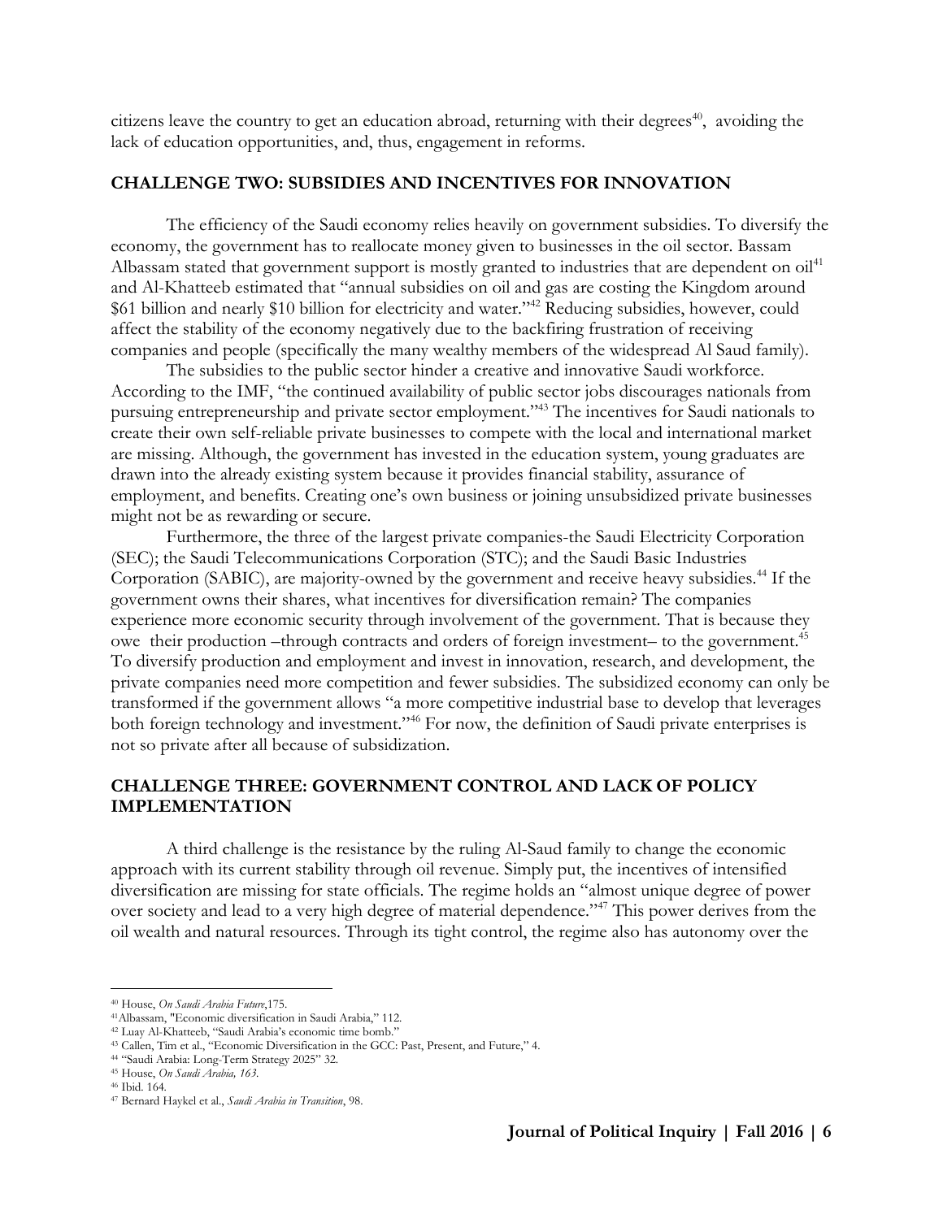citizens leave the country to get an education abroad, returning with their degrees[40], avoiding the lack of education opportunities, and, thus, engagement in reforms.

## CHALLENGE TWO: SUBSIDIES AND INCENTIVES FOR INNOVATION

The efficiency of the Saudi economy relies heavily on government subsidies. To diversify the economy, the government has to reallocate money given to businesses in the oil sector. Bassam Albassam stated that government support is mostly granted to industries that are dependent on oil[41] and Al-Khatteeb estimated that "annual subsidies on oil and gas are costing the Kingdom around $61 billion and nearly $10 billion for electricity and water."[42] Reducing subsidies, however, could affect the stability of the economy negatively due to the backfiring frustration of receiving companies and people (specifically the many wealthy members of the widespread Al Saud family).

The subsidies to the public sector hinder a creative and innovative Saudi workforce. According to the IMF, "the continued availability of public sector jobs discourages nationals from pursuing entrepreneurship and private sector employment."[43] The incentives for Saudi nationals to create their own self-reliable private businesses to compete with the local and international market are missing. Although, the government has invested in the education system, young graduates are drawn into the already existing system because it provides financial stability, assurance of employment, and benefits. Creating one's own business or joining unsubsidized private businesses might not be as rewarding or secure.

Furthermore, the three of the largest private companies-the Saudi Electricity Corporation (SEC); the Saudi Telecommunications Corporation (STC); and the Saudi Basic Industries Corporation (SABIC), are majority-owned by the government and receive heavy subsidies.[44] If the government owns their shares, what incentives for diversification remain? The companies experience more economic security through involvement of the government. That is because they owe their production –through contracts and orders of foreign investment– to the government.[45] To diversify production and employment and invest in innovation, research, and development, the private companies need more competition and fewer subsidies. The subsidized economy can only be transformed if the government allows "a more competitive industrial base to develop that leverages both foreign technology and investment."[46] For now, the definition of Saudi private enterprises is not so private after all because of subsidization.

## CHALLENGE THREE: GOVERNMENT CONTROL AND LACK OF POLICY IMPLEMENTATION

A third challenge is the resistance by the ruling Al-Saud family to change the economic approach with its current stability through oil revenue. Simply put, the incentives of intensified diversification are missing for state officials. The regime holds an "almost unique degree of power over society and lead to a very high degree of material dependence."[47] This power derives from the oil wealth and natural resources. Through its tight control, the regime also has autonomy over the

---

[40] House, *On Saudi Arabia Future*,175.

[41] Albassam, "Economic diversification in Saudi Arabia," 112.

[42] Luay Al-Khatteeb, "Saudi Arabia's economic time bomb."

[43] Callen, Tim et al., "Economic Diversification in the GCC: Past, Present, and Future," 4.

[44] "Saudi Arabia: Long-Term Strategy 2025" 32.

[45] House, *On Saudi Arabia, 163.*

[46] Ibid. 164.

[47] Bernard Haykel et al., *Saudi Arabia in Transition*, 98.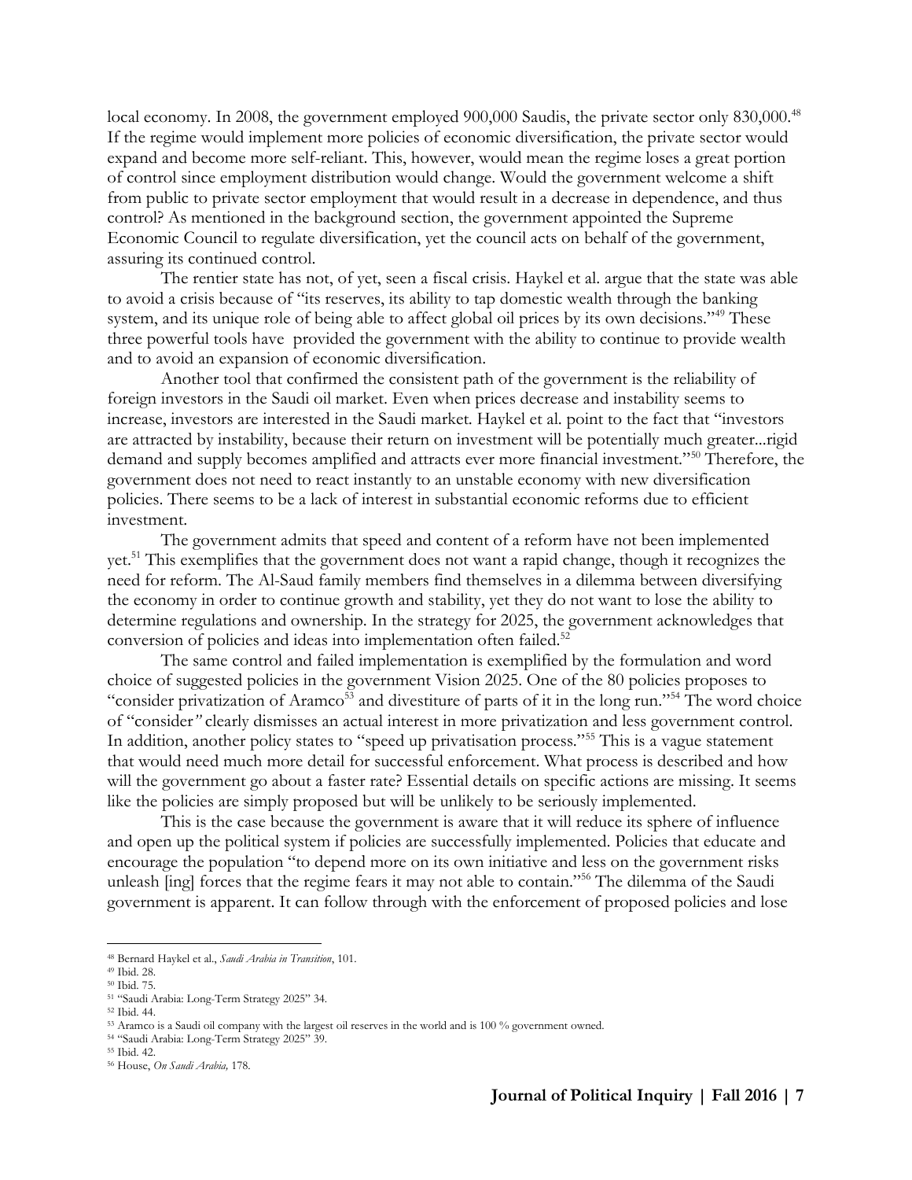local economy. In 2008, the government employed 900,000 Saudis, the private sector only 830,000.[48] If the regime would implement more policies of economic diversification, the private sector would expand and become more self-reliant. This, however, would mean the regime loses a great portion of control since employment distribution would change. Would the government welcome a shift from public to private sector employment that would result in a decrease in dependence, and thus control? As mentioned in the background section, the government appointed the Supreme Economic Council to regulate diversification, yet the council acts on behalf of the government, assuring its continued control.

The rentier state has not, of yet, seen a fiscal crisis. Haykel et al. argue that the state was able to avoid a crisis because of "its reserves, its ability to tap domestic wealth through the banking system, and its unique role of being able to affect global oil prices by its own decisions."[49] These three powerful tools have provided the government with the ability to continue to provide wealth and to avoid an expansion of economic diversification.

Another tool that confirmed the consistent path of the government is the reliability of foreign investors in the Saudi oil market. Even when prices decrease and instability seems to increase, investors are interested in the Saudi market. Haykel et al. point to the fact that "investors are attracted by instability, because their return on investment will be potentially much greater...rigid demand and supply becomes amplified and attracts ever more financial investment."[50] Therefore, the government does not need to react instantly to an unstable economy with new diversification policies. There seems to be a lack of interest in substantial economic reforms due to efficient investment.

The government admits that speed and content of a reform have not been implemented yet.[51] This exemplifies that the government does not want a rapid change, though it recognizes the need for reform. The Al-Saud family members find themselves in a dilemma between diversifying the economy in order to continue growth and stability, yet they do not want to lose the ability to determine regulations and ownership. In the strategy for 2025, the government acknowledges that conversion of policies and ideas into implementation often failed.[52]

The same control and failed implementation is exemplified by the formulation and word choice of suggested policies in the government Vision 2025. One of the 80 policies proposes to "consider privatization of Aramco[53] and divestiture of parts of it in the long run."[54] The word choice of "consider*"* clearly dismisses an actual interest in more privatization and less government control. In addition, another policy states to "speed up privatisation process."[55] This is a vague statement that would need much more detail for successful enforcement. What process is described and how will the government go about a faster rate? Essential details on specific actions are missing. It seems like the policies are simply proposed but will be unlikely to be seriously implemented.

This is the case because the government is aware that it will reduce its sphere of influence and open up the political system if policies are successfully implemented. Policies that educate and encourage the population "to depend more on its own initiative and less on the government risks unleash [ing] forces that the regime fears it may not able to contain."[56] The dilemma of the Saudi government is apparent. It can follow through with the enforcement of proposed policies and lose

---

[48] Bernard Haykel et al., *Saudi Arabia in Transition*, 101.
[49] Ibid. 28.
[50] Ibid. 75.
[51] "Saudi Arabia: Long-Term Strategy 2025" 34.
[52] Ibid. 44.
[53] Aramco is a Saudi oil company with the largest oil reserves in the world and is 100 % government owned.
[54] "Saudi Arabia: Long-Term Strategy 2025" 39.
[55] Ibid. 42.
[56] House, *On Saudi Arabia,* 178.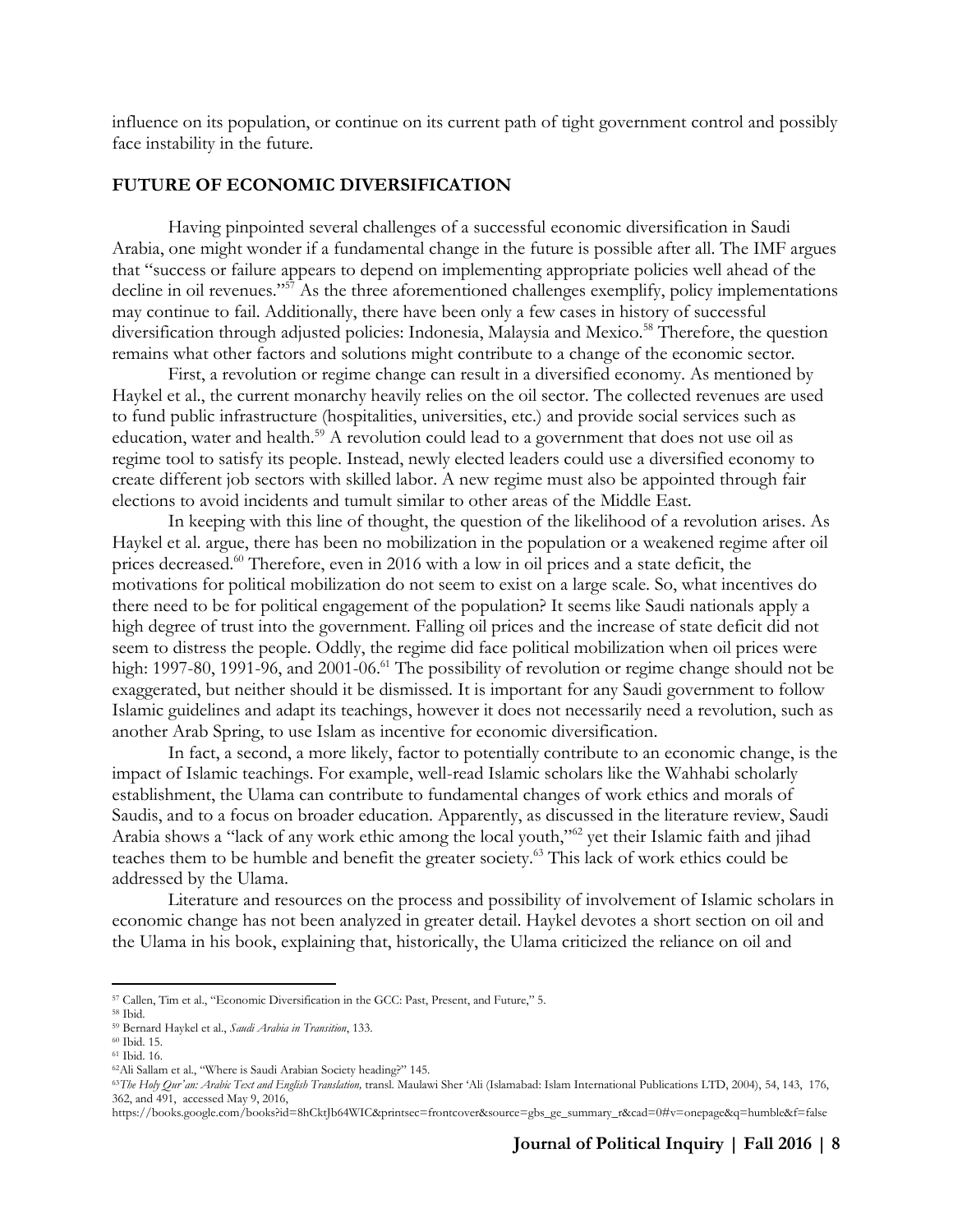influence on its population, or continue on its current path of tight government control and possibly face instability in the future.

## FUTURE OF ECONOMIC DIVERSIFICATION

Having pinpointed several challenges of a successful economic diversification in Saudi Arabia, one might wonder if a fundamental change in the future is possible after all. The IMF argues that "success or failure appears to depend on implementing appropriate policies well ahead of the decline in oil revenues."[57] As the three aforementioned challenges exemplify, policy implementations may continue to fail. Additionally, there have been only a few cases in history of successful diversification through adjusted policies: Indonesia, Malaysia and Mexico.[58] Therefore, the question remains what other factors and solutions might contribute to a change of the economic sector.

First, a revolution or regime change can result in a diversified economy. As mentioned by Haykel et al., the current monarchy heavily relies on the oil sector. The collected revenues are used to fund public infrastructure (hospitalities, universities, etc.) and provide social services such as education, water and health.[59] A revolution could lead to a government that does not use oil as regime tool to satisfy its people. Instead, newly elected leaders could use a diversified economy to create different job sectors with skilled labor. A new regime must also be appointed through fair elections to avoid incidents and tumult similar to other areas of the Middle East.

In keeping with this line of thought, the question of the likelihood of a revolution arises. As Haykel et al. argue, there has been no mobilization in the population or a weakened regime after oil prices decreased.[60] Therefore, even in 2016 with a low in oil prices and a state deficit, the motivations for political mobilization do not seem to exist on a large scale. So, what incentives do there need to be for political engagement of the population? It seems like Saudi nationals apply a high degree of trust into the government. Falling oil prices and the increase of state deficit did not seem to distress the people. Oddly, the regime did face political mobilization when oil prices were high: 1997-80, 1991-96, and 2001-06.[61] The possibility of revolution or regime change should not be exaggerated, but neither should it be dismissed. It is important for any Saudi government to follow Islamic guidelines and adapt its teachings, however it does not necessarily need a revolution, such as another Arab Spring, to use Islam as incentive for economic diversification.

In fact, a second, a more likely, factor to potentially contribute to an economic change, is the impact of Islamic teachings. For example, well-read Islamic scholars like the Wahhabi scholarly establishment, the Ulama can contribute to fundamental changes of work ethics and morals of Saudis, and to a focus on broader education. Apparently, as discussed in the literature review, Saudi Arabia shows a "lack of any work ethic among the local youth,"[62] yet their Islamic faith and jihad teaches them to be humble and benefit the greater society.[63] This lack of work ethics could be addressed by the Ulama.

Literature and resources on the process and possibility of involvement of Islamic scholars in economic change has not been analyzed in greater detail. Haykel devotes a short section on oil and the Ulama in his book, explaining that, historically, the Ulama criticized the reliance on oil and

---

[57] Callen, Tim et al., "Economic Diversification in the GCC: Past, Present, and Future," 5.

[58] Ibid.

[59] Bernard Haykel et al., *Saudi Arabia in Transition*, 133.

[60] Ibid. 15.

[61] Ibid. 16.

[62] Ali Sallam et al., "Where is Saudi Arabian Society heading?" 145.

[63] *The Holy Qur'an: Arabic Text and English Translation,* transl. Maulawi Sher 'Ali (Islamabad: Islam International Publications LTD, 2004), 54, 143, 176, 362, and 491, accessed May 9, 2016, https://books.google.com/books?id=8hCktJb64WIC&printsec=frontcover&source=gbs_ge_summary_r&cad=0#v=onepage&q=humble&f=false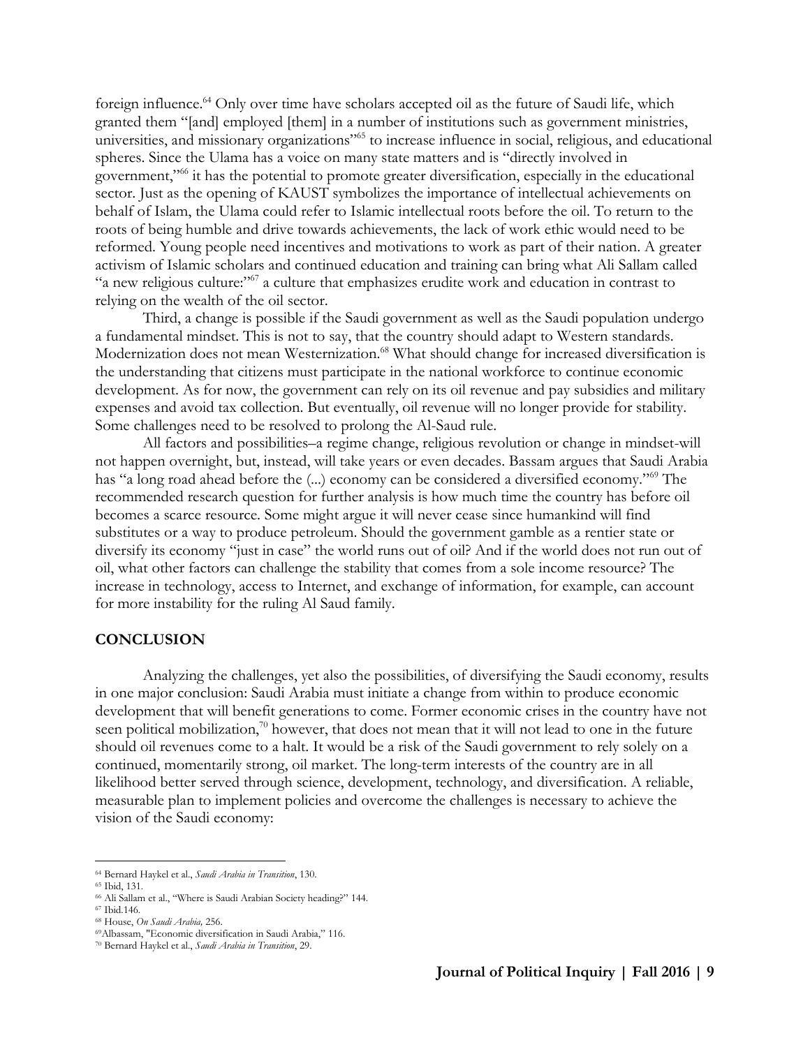foreign influence.[64] Only over time have scholars accepted oil as the future of Saudi life, which granted them "[and] employed [them] in a number of institutions such as government ministries, universities, and missionary organizations"[65] to increase influence in social, religious, and educational spheres. Since the Ulama has a voice on many state matters and is "directly involved in government,"[66] it has the potential to promote greater diversification, especially in the educational sector. Just as the opening of KAUST symbolizes the importance of intellectual achievements on behalf of Islam, the Ulama could refer to Islamic intellectual roots before the oil. To return to the roots of being humble and drive towards achievements, the lack of work ethic would need to be reformed. Young people need incentives and motivations to work as part of their nation. A greater activism of Islamic scholars and continued education and training can bring what Ali Sallam called "a new religious culture:"[67] a culture that emphasizes erudite work and education in contrast to relying on the wealth of the oil sector.

Third, a change is possible if the Saudi government as well as the Saudi population undergo a fundamental mindset. This is not to say, that the country should adapt to Western standards. Modernization does not mean Westernization.[68] What should change for increased diversification is the understanding that citizens must participate in the national workforce to continue economic development. As for now, the government can rely on its oil revenue and pay subsidies and military expenses and avoid tax collection. But eventually, oil revenue will no longer provide for stability. Some challenges need to be resolved to prolong the Al-Saud rule.

All factors and possibilities–a regime change, religious revolution or change in mindset-will not happen overnight, but, instead, will take years or even decades. Bassam argues that Saudi Arabia has "a long road ahead before the (...) economy can be considered a diversified economy."[69] The recommended research question for further analysis is how much time the country has before oil becomes a scarce resource. Some might argue it will never cease since humankind will find substitutes or a way to produce petroleum. Should the government gamble as a rentier state or diversify its economy "just in case" the world runs out of oil? And if the world does not run out of oil, what other factors can challenge the stability that comes from a sole income resource? The increase in technology, access to Internet, and exchange of information, for example, can account for more instability for the ruling Al Saud family.

## CONCLUSION

Analyzing the challenges, yet also the possibilities, of diversifying the Saudi economy, results in one major conclusion: Saudi Arabia must initiate a change from within to produce economic development that will benefit generations to come. Former economic crises in the country have not seen political mobilization,[70] however, that does not mean that it will not lead to one in the future should oil revenues come to a halt. It would be a risk of the Saudi government to rely solely on a continued, momentarily strong, oil market. The long-term interests of the country are in all likelihood better served through science, development, technology, and diversification. A reliable, measurable plan to implement policies and overcome the challenges is necessary to achieve the vision of the Saudi economy:

---

[64] Bernard Haykel et al., *Saudi Arabia in Transition*, 130.
[65] Ibid, 131.
[66] Ali Sallam et al., "Where is Saudi Arabian Society heading?" 144.
[67] Ibid.146.
[68] House, *On Saudi Arabia,* 256.
[69] Albassam, "Economic diversification in Saudi Arabia," 116.
[70] Bernard Haykel et al., *Saudi Arabia in Transition*, 29.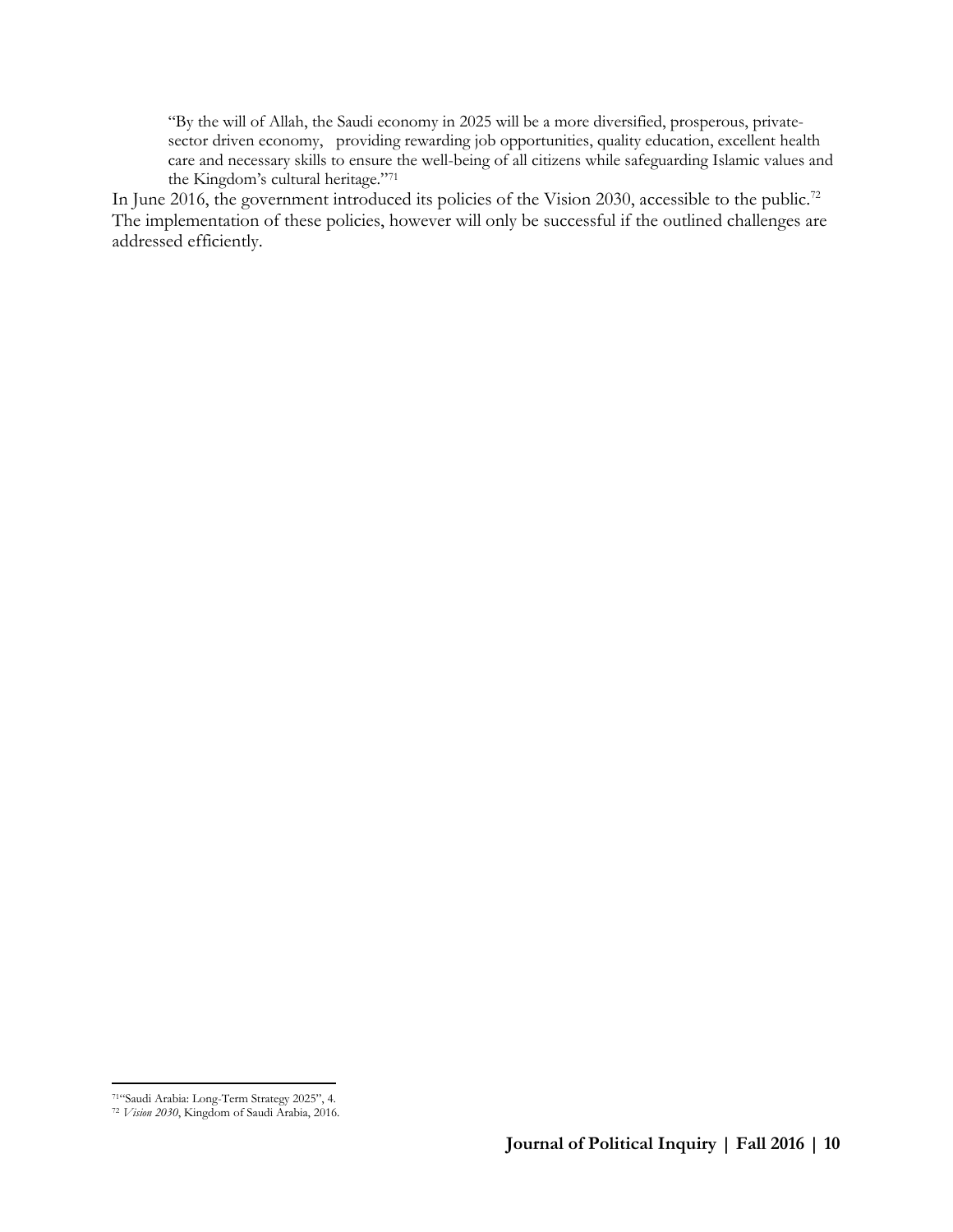> "By the will of Allah, the Saudi economy in 2025 will be a more diversified, prosperous, private-sector driven economy, providing rewarding job opportunities, quality education, excellent health care and necessary skills to ensure the well-being of all citizens while safeguarding Islamic values and the Kingdom's cultural heritage."[71]

In June 2016, the government introduced its policies of the Vision 2030, accessible to the public.[72] The implementation of these policies, however will only be successful if the outlined challenges are addressed efficiently.

---

[71] "Saudi Arabia: Long-Term Strategy 2025", 4.

[72] *Vision 2030*, Kingdom of Saudi Arabia, 2016.